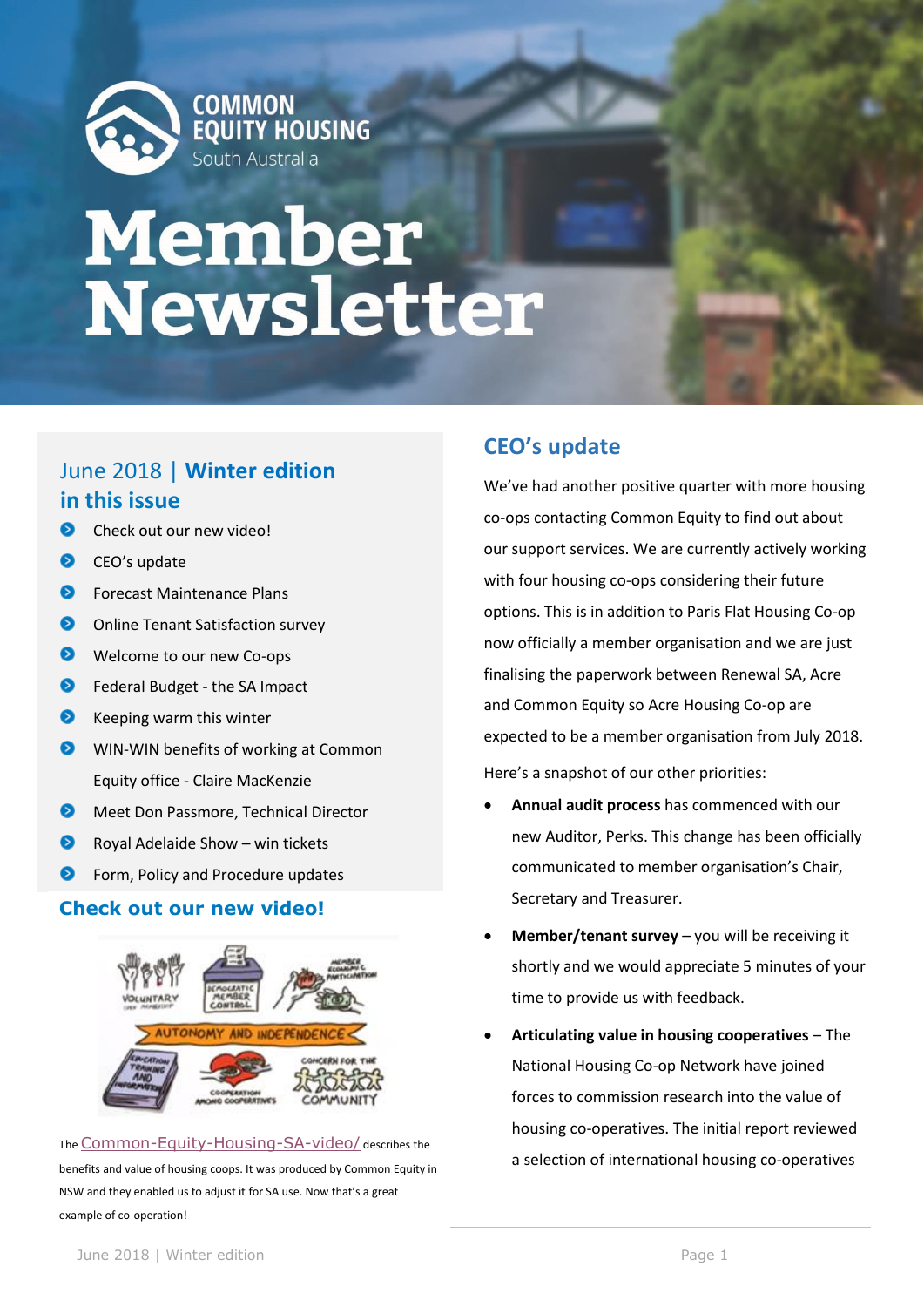COMMON EQUITY HOUSING
South Australia

# Member Newsletter

## June 2018 | Winter edition
## in this issue

- Check out our new video!
- CEO's update
- Forecast Maintenance Plans
- Online Tenant Satisfaction survey
- Welcome to our new Co-ops
- Federal Budget - the SA Impact
- Keeping warm this winter
- WIN-WIN benefits of working at Common Equity office - Claire MacKenzie
- Meet Don Passmore, Technical Director
- Royal Adelaide Show – win tickets
- Form, Policy and Procedure updates

## Check out our new video!

The Common-Equity-Housing-SA-video/ describes the benefits and value of housing coops. It was produced by Common Equity in NSW and they enabled us to adjust it for SA use. Now that's a great example of co-operation!

## CEO's update

We've had another positive quarter with more housing co-ops contacting Common Equity to find out about our support services. We are currently actively working with four housing co-ops considering their future options. This is in addition to Paris Flat Housing Co-op now officially a member organisation and we are just finalising the paperwork between Renewal SA, Acre and Common Equity so Acre Housing Co-op are expected to be a member organisation from July 2018.

Here's a snapshot of our other priorities:

- **Annual audit process** has commenced with our new Auditor, Perks. This change has been officially communicated to member organisation's Chair, Secretary and Treasurer.
- **Member/tenant survey** – you will be receiving it shortly and we would appreciate 5 minutes of your time to provide us with feedback.
- **Articulating value in housing cooperatives** – The National Housing Co-op Network have joined forces to commission research into the value of housing co-operatives. The initial report reviewed a selection of international housing co-operatives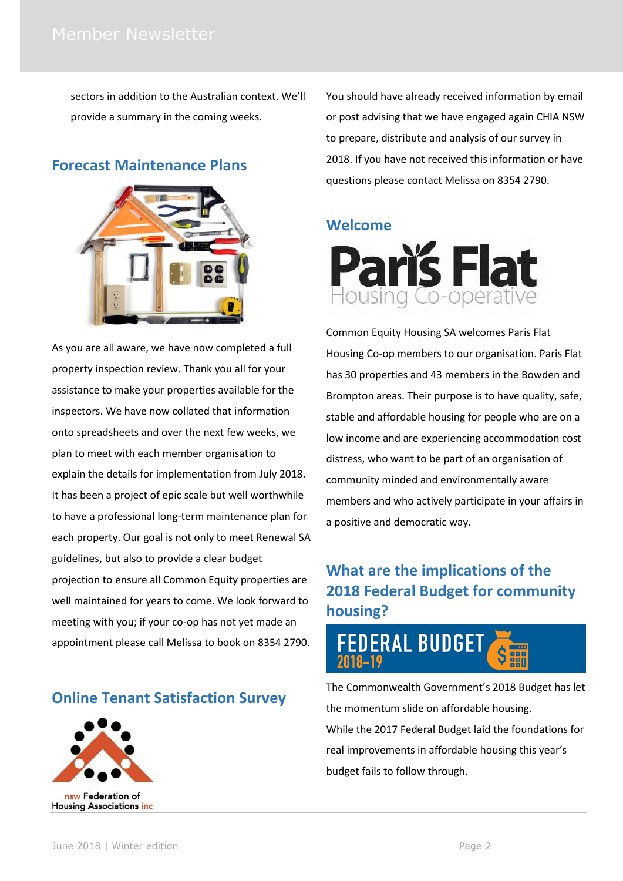sectors in addition to the Australian context. We'll provide a summary in the coming weeks.

## Forecast Maintenance Plans

As you are all aware, we have now completed a full property inspection review. Thank you all for your assistance to make your properties available for the inspectors. We have now collated that information onto spreadsheets and over the next few weeks, we plan to meet with each member organisation to explain the details for implementation from July 2018. It has been a project of epic scale but well worthwhile to have a professional long-term maintenance plan for each property. Our goal is not only to meet Renewal SA guidelines, but also to provide a clear budget projection to ensure all Common Equity properties are well maintained for years to come. We look forward to meeting with you; if your co-op has not yet made an appointment please call Melissa to book on 8354 2790.

## Online Tenant Satisfaction Survey

nsw Federation of Housing Associations inc

You should have already received information by email or post advising that we have engaged again CHIA NSW to prepare, distribute and analysis of our survey in 2018. If you have not received this information or have questions please contact Melissa on 8354 2790.

## Welcome

Paris Flat Housing Co-operative

Common Equity Housing SA welcomes Paris Flat Housing Co-op members to our organisation. Paris Flat has 30 properties and 43 members in the Bowden and Brompton areas. Their purpose is to have quality, safe, stable and affordable housing for people who are on a low income and are experiencing accommodation cost distress, who want to be part of an organisation of community minded and environmentally aware members and who actively participate in your affairs in a positive and democratic way.

## What are the implications of the 2018 Federal Budget for community housing?

FEDERAL BUDGET 2018-19

The Commonwealth Government's 2018 Budget has let the momentum slide on affordable housing.

While the 2017 Federal Budget laid the foundations for real improvements in affordable housing this year's budget fails to follow through.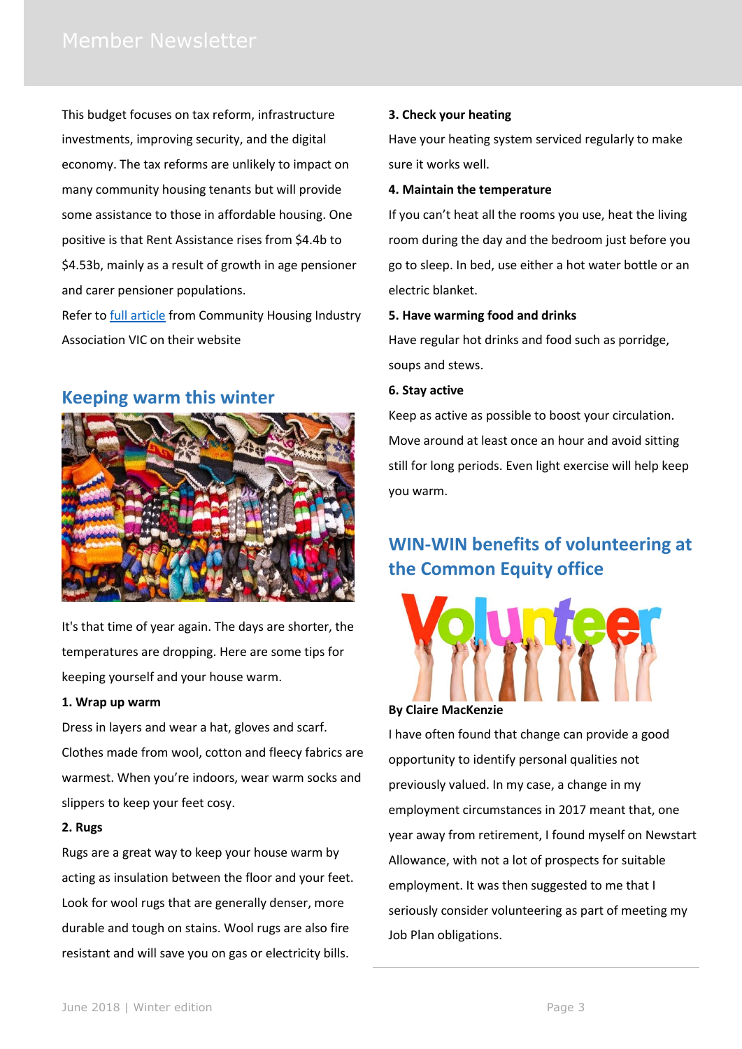This budget focuses on tax reform, infrastructure investments, improving security, and the digital economy. The tax reforms are unlikely to impact on many community housing tenants but will provide some assistance to those in affordable housing. One positive is that Rent Assistance rises from $4.4b to $4.53b, mainly as a result of growth in age pensioner and carer pensioner populations.

Refer to full article from Community Housing Industry Association VIC on their website

## Keeping warm this winter

It's that time of year again. The days are shorter, the temperatures are dropping. Here are some tips for keeping yourself and your house warm.

**1. Wrap up warm**

Dress in layers and wear a hat, gloves and scarf. Clothes made from wool, cotton and fleecy fabrics are warmest. When you're indoors, wear warm socks and slippers to keep your feet cosy.

**2. Rugs**

Rugs are a great way to keep your house warm by acting as insulation between the floor and your feet. Look for wool rugs that are generally denser, more durable and tough on stains. Wool rugs are also fire resistant and will save you on gas or electricity bills.

**3. Check your heating**

Have your heating system serviced regularly to make sure it works well.

**4. Maintain the temperature**

If you can't heat all the rooms you use, heat the living room during the day and the bedroom just before you go to sleep. In bed, use either a hot water bottle or an electric blanket.

**5. Have warming food and drinks**

Have regular hot drinks and food such as porridge, soups and stews.

**6. Stay active**

Keep as active as possible to boost your circulation. Move around at least once an hour and avoid sitting still for long periods. Even light exercise will help keep you warm.

## WIN-WIN benefits of volunteering at the Common Equity office

**By Claire MacKenzie**

I have often found that change can provide a good opportunity to identify personal qualities not previously valued. In my case, a change in my employment circumstances in 2017 meant that, one year away from retirement, I found myself on Newstart Allowance, with not a lot of prospects for suitable employment. It was then suggested to me that I seriously consider volunteering as part of meeting my Job Plan obligations.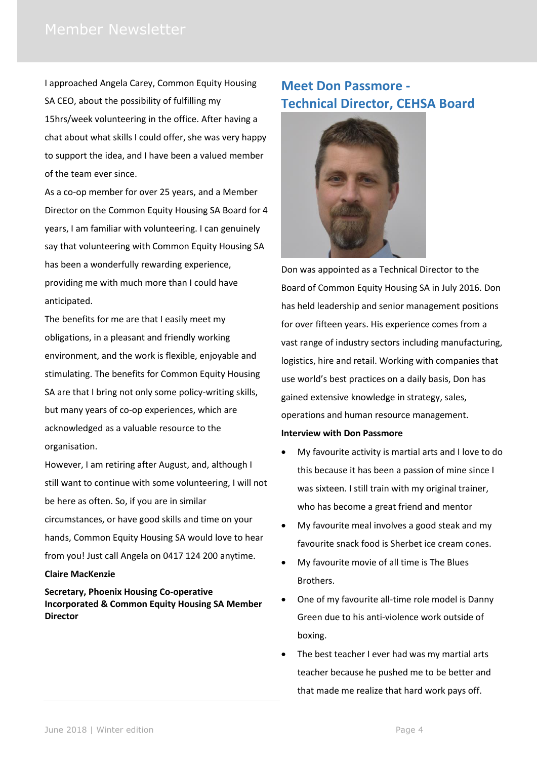I approached Angela Carey, Common Equity Housing SA CEO, about the possibility of fulfilling my 15hrs/week volunteering in the office. After having a chat about what skills I could offer, she was very happy to support the idea, and I have been a valued member of the team ever since.

As a co-op member for over 25 years, and a Member Director on the Common Equity Housing SA Board for 4 years, I am familiar with volunteering. I can genuinely say that volunteering with Common Equity Housing SA has been a wonderfully rewarding experience, providing me with much more than I could have anticipated.

The benefits for me are that I easily meet my obligations, in a pleasant and friendly working environment, and the work is flexible, enjoyable and stimulating. The benefits for Common Equity Housing SA are that I bring not only some policy-writing skills, but many years of co-op experiences, which are acknowledged as a valuable resource to the organisation.

However, I am retiring after August, and, although I still want to continue with some volunteering, I will not be here as often. So, if you are in similar circumstances, or have good skills and time on your hands, Common Equity Housing SA would love to hear from you! Just call Angela on 0417 124 200 anytime.

**Claire MacKenzie**

**Secretary, Phoenix Housing Co-operative Incorporated & Common Equity Housing SA Member Director**

## Meet Don Passmore - Technical Director, CEHSA Board

Don was appointed as a Technical Director to the Board of Common Equity Housing SA in July 2016. Don has held leadership and senior management positions for over fifteen years. His experience comes from a vast range of industry sectors including manufacturing, logistics, hire and retail. Working with companies that use world's best practices on a daily basis, Don has gained extensive knowledge in strategy, sales, operations and human resource management.

**Interview with Don Passmore**

- My favourite activity is martial arts and I love to do this because it has been a passion of mine since I was sixteen. I still train with my original trainer, who has become a great friend and mentor
- My favourite meal involves a good steak and my favourite snack food is Sherbet ice cream cones.
- My favourite movie of all time is The Blues Brothers.
- One of my favourite all-time role model is Danny Green due to his anti-violence work outside of boxing.
- The best teacher I ever had was my martial arts teacher because he pushed me to be better and that made me realize that hard work pays off.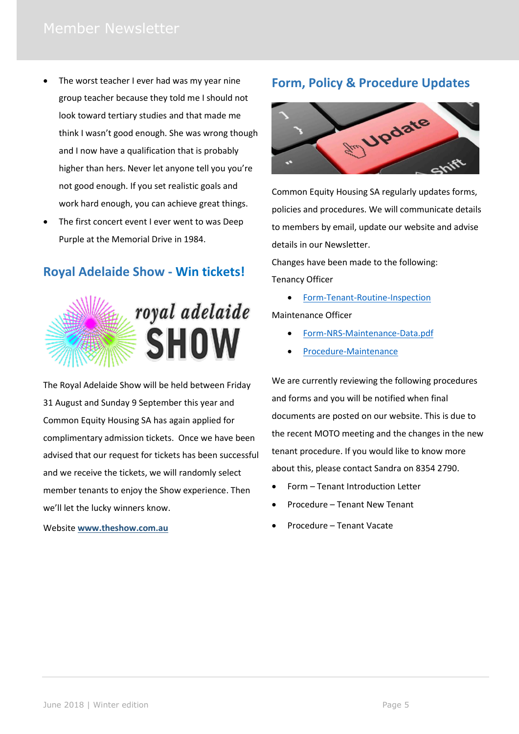- The worst teacher I ever had was my year nine group teacher because they told me I should not look toward tertiary studies and that made me think I wasn't good enough. She was wrong though and I now have a qualification that is probably higher than hers. Never let anyone tell you you're not good enough. If you set realistic goals and work hard enough, you can achieve great things.
- The first concert event I ever went to was Deep Purple at the Memorial Drive in 1984.

## Royal Adelaide Show - Win tickets!

The Royal Adelaide Show will be held between Friday 31 August and Sunday 9 September this year and Common Equity Housing SA has again applied for complimentary admission tickets. Once we have been advised that our request for tickets has been successful and we receive the tickets, we will randomly select member tenants to enjoy the Show experience. Then we'll let the lucky winners know.

Website **www.theshow.com.au**

## Form, Policy & Procedure Updates

Common Equity Housing SA regularly updates forms, policies and procedures. We will communicate details to members by email, update our website and advise details in our Newsletter.

Changes have been made to the following:

Tenancy Officer

- Form-Tenant-Routine-Inspection

Maintenance Officer

- Form-NRS-Maintenance-Data.pdf
- Procedure-Maintenance

We are currently reviewing the following procedures and forms and you will be notified when final documents are posted on our website. This is due to the recent MOTO meeting and the changes in the new tenant procedure. If you would like to know more about this, please contact Sandra on 8354 2790.

- Form – Tenant Introduction Letter
- Procedure – Tenant New Tenant
- Procedure – Tenant Vacate